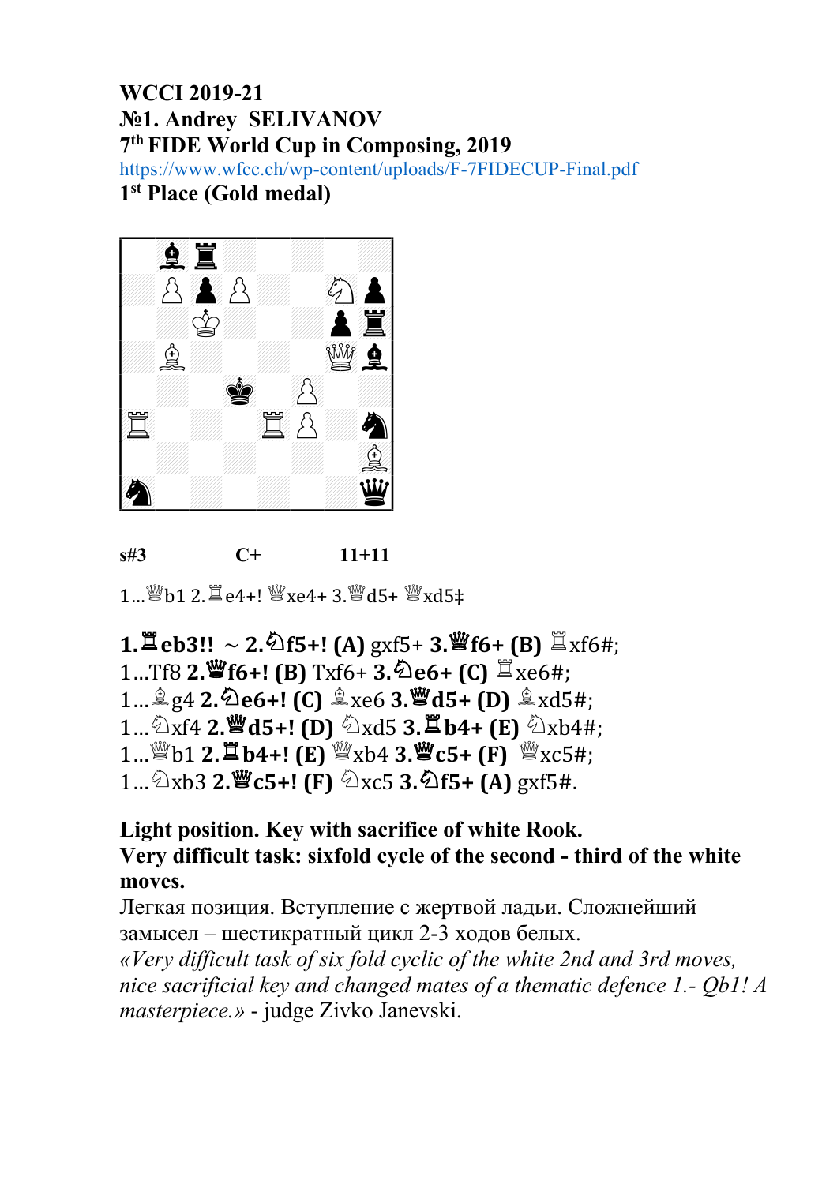**WCCI 2019-21**
**№1. Andrey SELIVANOV**
**7th FIDE World Cup in Composing, 2019**
https://www.wfcc.ch/wp-content/uploads/F-7FIDECUP-Final.pdf
**1st Place (Gold medal)**

**s#3 C+ 11+11**

1...♕b1 2.♖e4+! ♕xe4+ 3.♕d5+ ♕xd5‡

**1.♖eb3!!** ~ **2.♘f5+! (A)** gxf5+ **3.♕f6+ (B)** ♖xf6#;
1...Tf8 **2.♕f6+! (B)** Txf6+ **3.♘e6+ (C)** ♖xe6#;
1...♗g4 **2.♘e6+! (C)** ♗xe6 **3.♕d5+ (D)** ♗xd5#;
1...♘xf4 **2.♕d5+! (D)** ♘xd5 **3.♖b4+ (E)** ♘xb4#;
1...♕b1 **2.♖b4+! (E)** ♕xb4 **3.♕c5+ (F)** ♕xc5#;
1...♘xb3 **2.♕c5+! (F)** ♘xc5 **3.♘f5+ (A)** gxf5#.

**Light position. Key with sacrifice of white Rook.**
**Very difficult task: sixfold cycle of the second - third of the white moves.**

Легкая позиция. Вступление с жертвой ладьи. Сложнейший замысел – шестикратный цикл 2-3 ходов белых.

*«Very difficult task of six fold cyclic of the white 2nd and 3rd moves, nice sacrificial key and changed mates of a thematic defence 1.- Qb1! A masterpiece.»* - judge Zivko Janevski.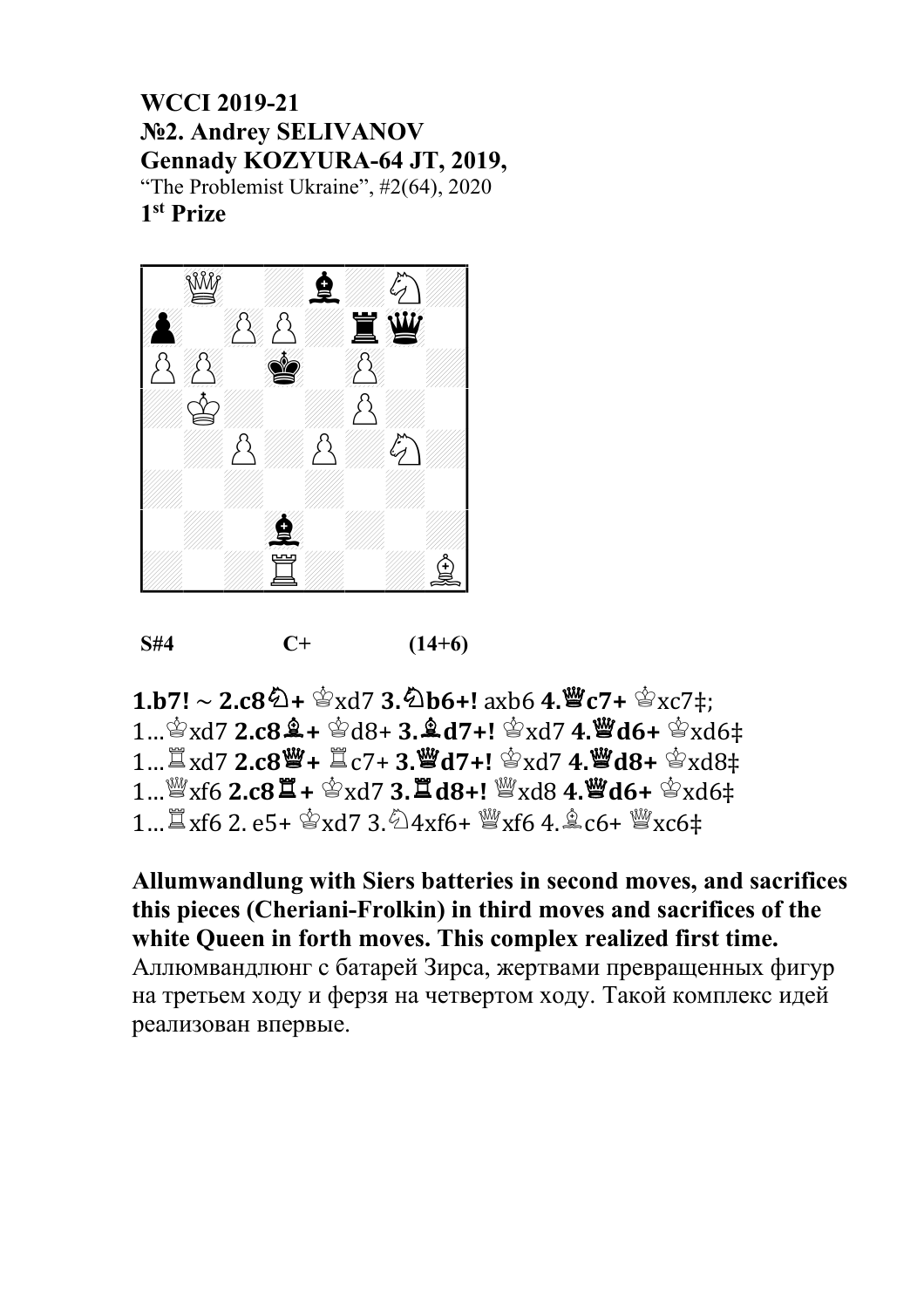**WCCI 2019-21**
**№2. Andrey SELIVANOV**
**Gennady KOZYURA-64 JT, 2019,**
"The Problemist Ukraine", #2(64), 2020
**1st Prize**

**S#4** **C+** **(14+6)**

**1.b7! ~ 2.c8♘+** ♔xd7 **3.♘b6+!** axb6 **4.♕c7+** ♔xc7‡;
1...♔xd7 **2.c8♗+** ♔d8+ **3.♗d7+!** ♔xd7 **4.♕d6+** ♔xd6‡
1...♖xd7 **2.c8♕+** ♖c7+ **3.♕d7+!** ♔xd7 **4.♕d8+** ♔xd8‡
1...♕xf6 **2.c8♖+** ♔xd7 **3.♖d8+!** ♕xd8 **4.♕d6+** ♔xd6‡
1...♖xf6 2. e5+ ♔xd7 3.♘4xf6+ ♕xf6 4.♗c6+ ♕xc6‡

**Allumwandlung with Siers batteries in second moves, and sacrifices this pieces (Cheriani-Frolkin) in third moves and sacrifices of the white Queen in forth moves. This complex realized first time.**
Аллюмвандлюнг с батарей Зирса, жертвами превращенных фигур на третьем ходу и ферзя на четвертом ходу. Такой комплекс идей реализован впервые.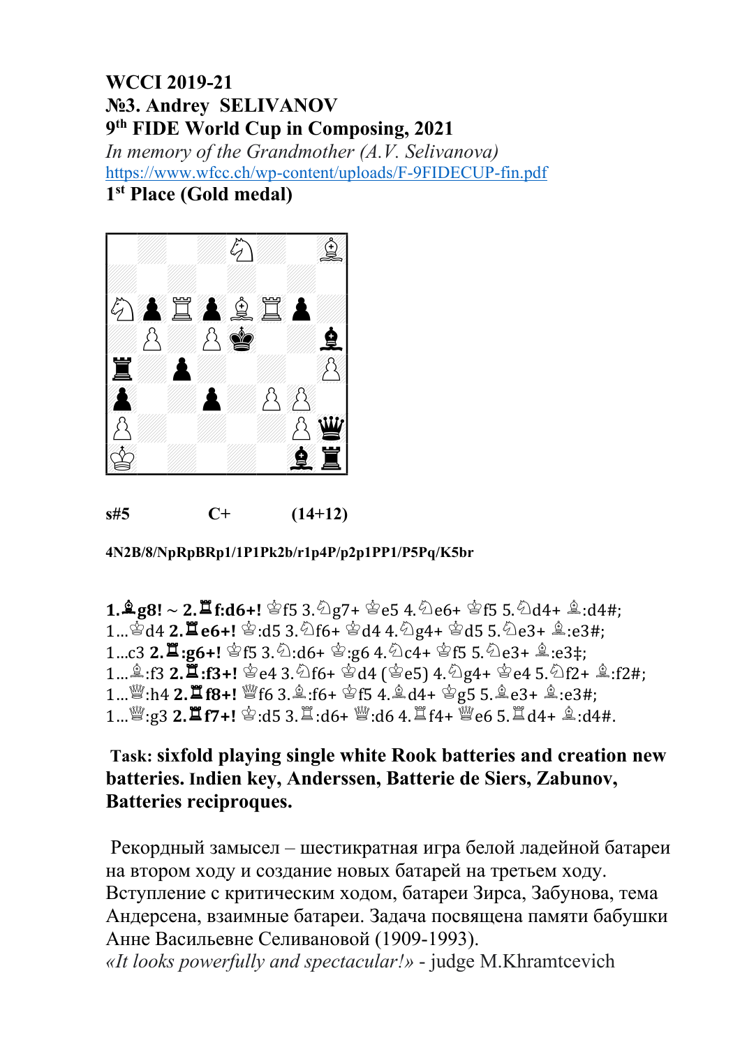**WCCI 2019-21**
**№3. Andrey SELIVANOV**
**9th FIDE World Cup in Composing, 2021**
*In memory of the Grandmother (A.V. Selivanova)*
https://www.wfcc.ch/wp-content/uploads/F-9FIDECUP-fin.pdf
**1st Place (Gold medal)**

**s#5 C+ (14+12)**

**4N2B/8/NpRpBRp1/1P1Pk2b/r1p4P/p2p1PP1/P5Pq/K5br**

**1.♗g8!** ~ **2.♖f:d6+!** ♔f5 3.♘g7+ ♔e5 4.♘e6+ ♔f5 5.♘d4+ ♗:d4#;
1...♔d4 **2.♖e6+!** ♔:d5 3.♘f6+ ♔d4 4.♘g4+ ♔d5 5.♘e3+ ♗:e3#;
1...c3 **2.♖:g6+!** ♔f5 3.♘:d6+ ♔:g6 4.♘c4+ ♔f5 5.♘e3+ ♗:e3‡;
1...♗:f3 **2.♖:f3+!** ♔e4 3.♘f6+ ♔d4 (♔e5) 4.♘g4+ ♔e4 5.♘f2+ ♗:f2#;
1...♕:h4 **2.♖f8+!** ♕f6 3.♗:f6+ ♔f5 4.♗d4+ ♔g5 5.♗e3+ ♗:e3#;
1...♕:g3 **2.♖f7+!** ♔:d5 3.♖:d6+ ♕:d6 4.♖f4+ ♕e6 5.♖d4+ ♗:d4#.

**Task: sixfold playing single white Rook batteries and creation new batteries. Indien key, Anderssen, Batterie de Siers, Zabunov, Batteries reciproques.**

Рекордный замысел – шестикратная игра белой ладейной батареи на втором ходу и создание новых батарей на третьем ходу. Вступление с критическим ходом, батареи Зирса, Забунова, тема Андерсена, взаимные батареи. Задача посвящена памяти бабушки Анне Васильевне Селивановой (1909-1993).
*«It looks powerfully and spectacular!»* - judge M.Khramtcevich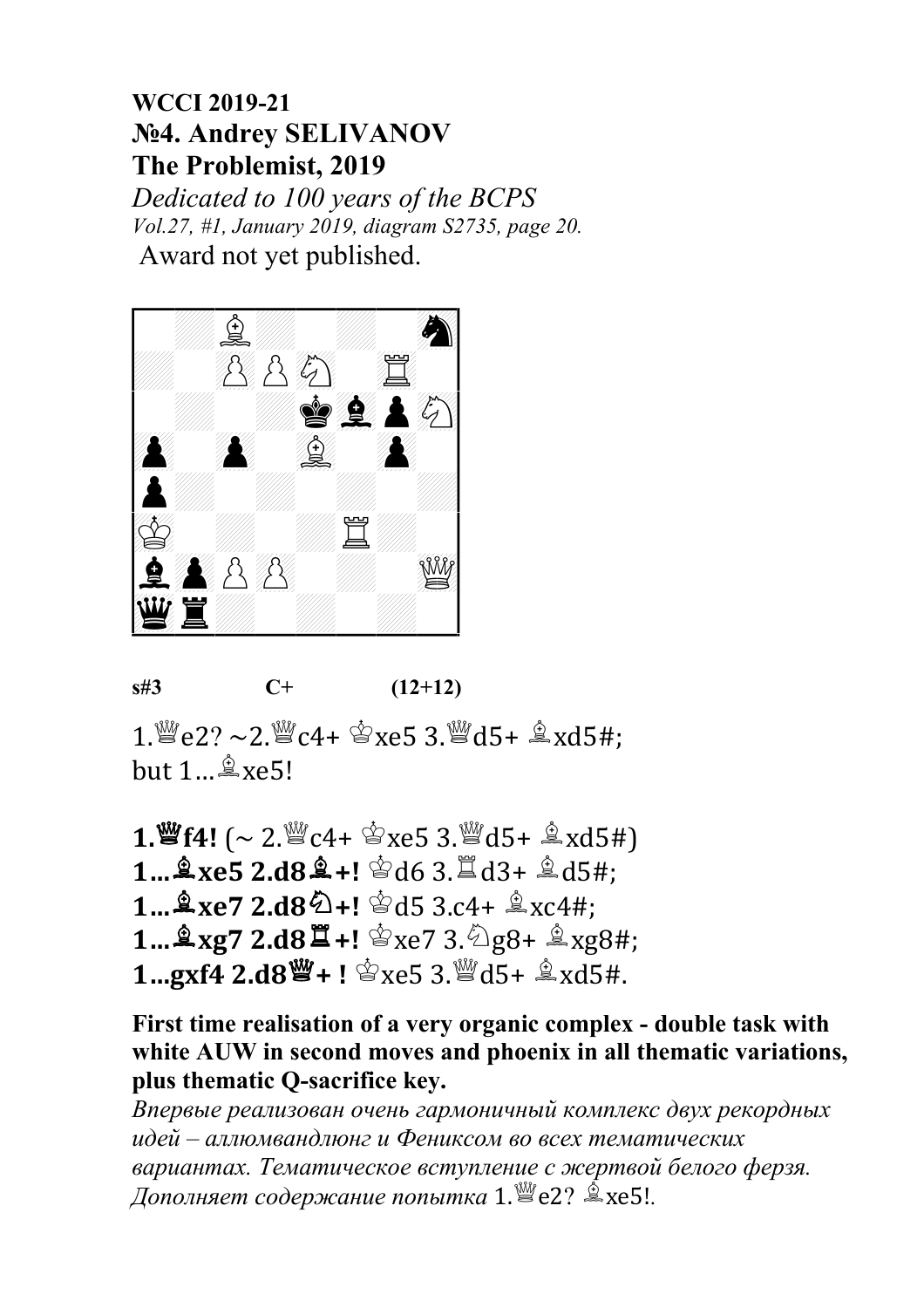**WCCI 2019-21**
**№4. Andrey SELIVANOV**
**The Problemist, 2019**

*Dedicated to 100 years of the BCPS*
*Vol.27, #1, January 2019, diagram S2735, page 20.*
Award not yet published.

**s#3 C+ (12+12)**

1.♕e2? ~2.♕c4+ ♔xe5 3.♕d5+ ♗xd5#;
but 1...♗xe5!

**1.♕f4!** (~ 2.♕c4+ ♔xe5 3.♕d5+ ♗xd5#)
**1...♗xe5 2.d8♗+!** ♔d6 3.♖d3+ ♗d5#;
**1...♗xe7 2.d8♘+!** ♔d5 3.c4+ ♗xc4#;
**1...♗xg7 2.d8♖+!** ♔xe7 3.♘g8+ ♗xg8#;
**1...gxf4 2.d8♕+ !** ♔xe5 3.♕d5+ ♗xd5#.

**First time realisation of a very organic complex - double task with white AUW in second moves and phoenix in all thematic variations, plus thematic Q-sacrifice key.**

*Впервые реализован очень гармоничный комплекс двух рекордных идей – аллюмвандлюнг и Фениксом во всех тематических вариантах. Тематическое вступление с жертвой белого ферзя. Дополняет содержание попытка* 1.♕e2? ♗xe5!.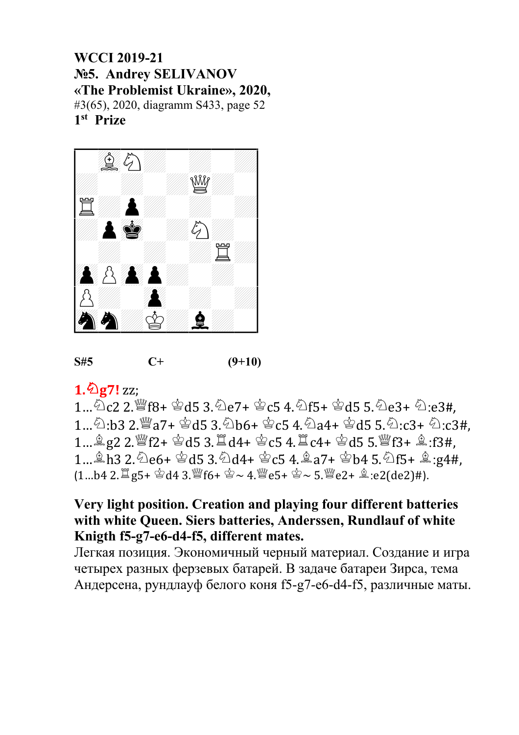**WCCI 2019-21**
**№5. Andrey SELIVANOV**
**«The Problemist Ukraine», 2020,**
#3(65), 2020, diagramm S433, page 52
**1st Prize**

**S#5 C+ (9+10)**

**1.♘g7!** zz;
1...♘c2 2.♕f8+ ♔d5 3.♘e7+ ♔c5 4.♘f5+ ♔d5 5.♘e3+ ♘:e3#,
1...♘:b3 2.♕a7+ ♔d5 3.♘b6+ ♔c5 4.♘a4+ ♔d5 5.♘:c3+ ♘:c3#,
1...♗g2 2.♕f2+ ♔d5 3.♖d4+ ♔c5 4.♖c4+ ♔d5 5.♕f3+ ♗:f3#,
1...♗h3 2.♘e6+ ♔d5 3.♘d4+ ♔c5 4.♗a7+ ♔b4 5.♘f5+ ♗:g4#,
(1...b4 2.♖g5+ ♔d4 3.♕f6+ ♔~ 4.♕e5+ ♔~ 5.♕e2+ ♗:e2(de2)#).

**Very light position. Creation and playing four different batteries with white Queen. Siers batteries, Anderssen, Rundlauf of white Knigth f5-g7-e6-d4-f5, different mates.**

Легкая позиция. Экономичный черный материал. Создание и игра четырех разных ферзевых батарей. В задаче батареи Зирса, тема Андерсена, рундлауф белого коня f5-g7-e6-d4-f5, различные маты.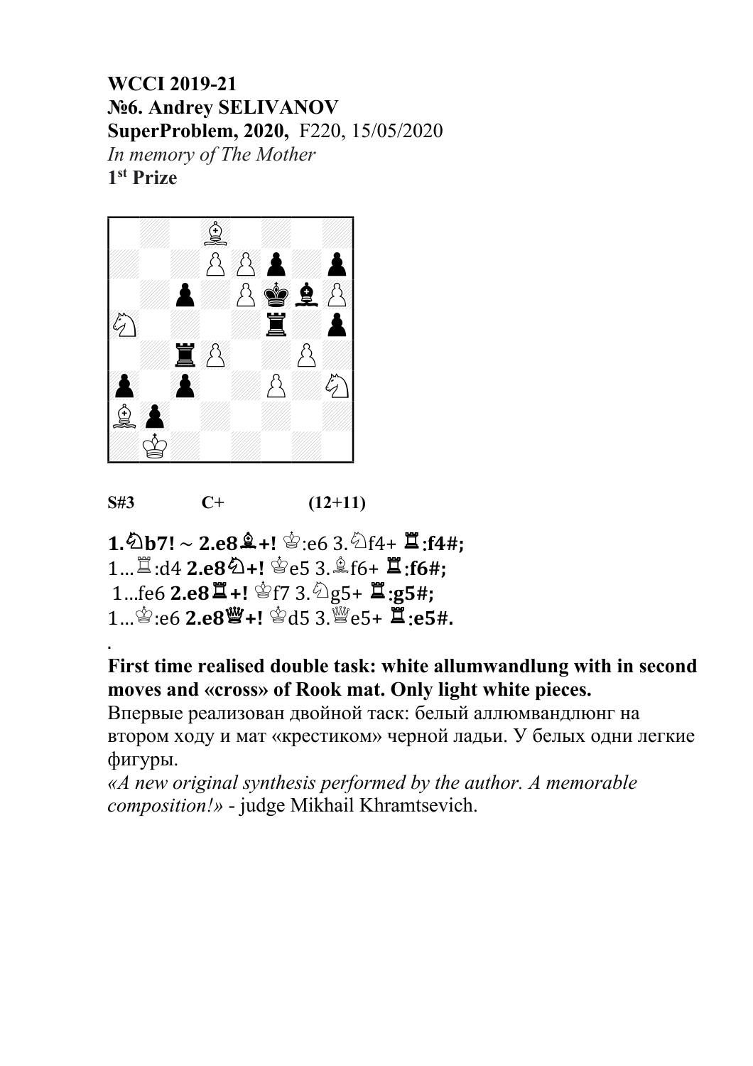**WCCI 2019-21**
**№6. Andrey SELIVANOV**
**SuperProblem, 2020,** F220, 15/05/2020
*In memory of The Mother*
**1st Prize**

**S#3 C+ (12+11)**

**1.♘b7! ~ 2.e8♗+!** ♔:e6 3.♘f4+ **♖:f4#;**
1...♖:d4 **2.e8♘+!** ♔e5 3.♗f6+ **♖:f6#;**
1...fe6 **2.e8♖+!** ♔f7 3.♘g5+ **♖:g5#;**
1...♔:e6 **2.e8♕+!** ♔d5 3.♕e5+ **♖:e5#.**

.

**First time realised double task: white allumwandlung with in second moves and «cross» of Rook mat. Only light white pieces.**

Впервые реализован двойной таск: белый аллюмвандлюнг на втором ходу и мат «крестиком» черной ладьи. У белых одни легкие фигуры.

*«A new original synthesis performed by the author. A memorable composition!»* - judge Mikhail Khramtsevich.